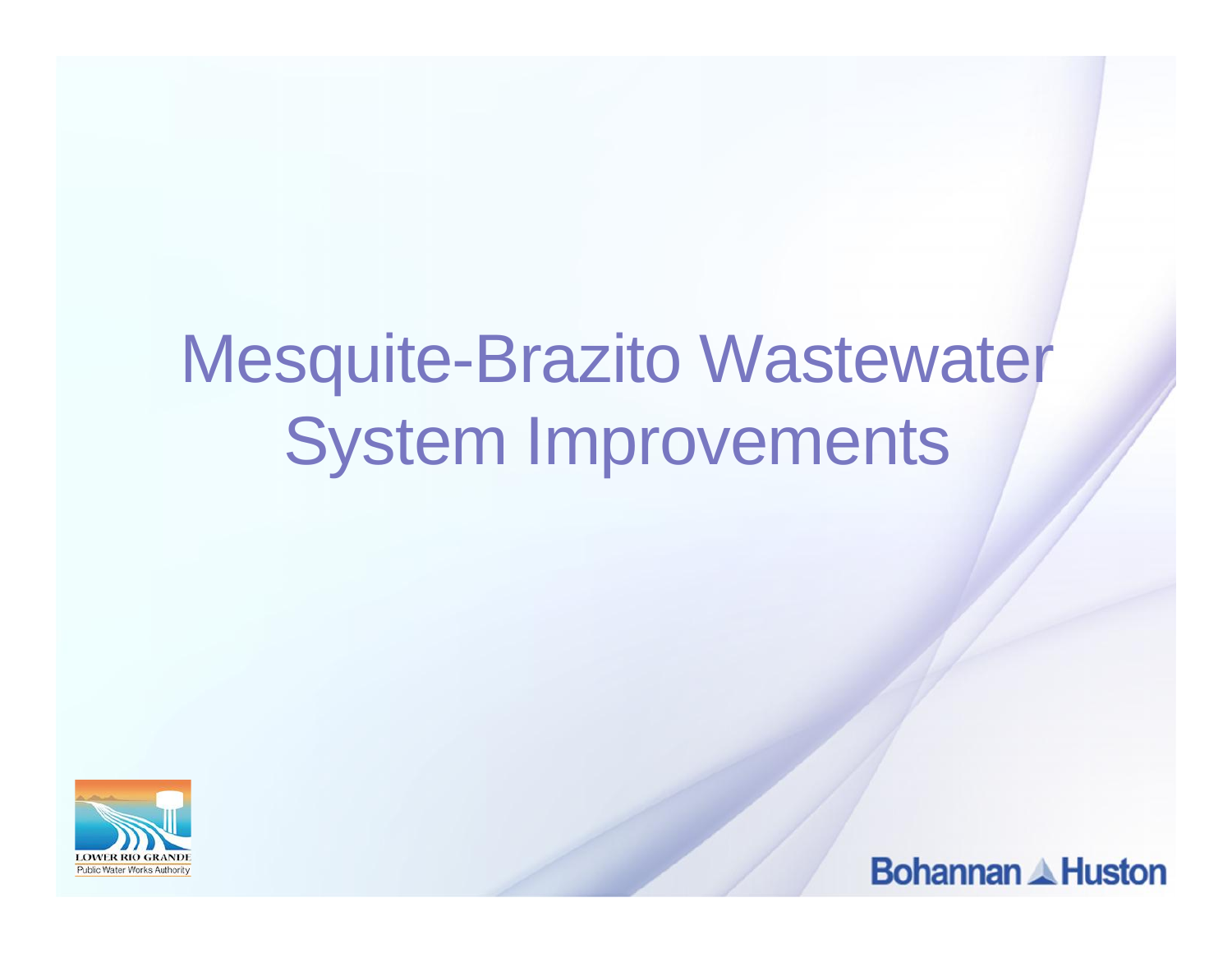# Mesquite-Brazito Wastewater System Improvements

LOWER RIO GRANDE
Public Water Works Authority

Bohannan Huston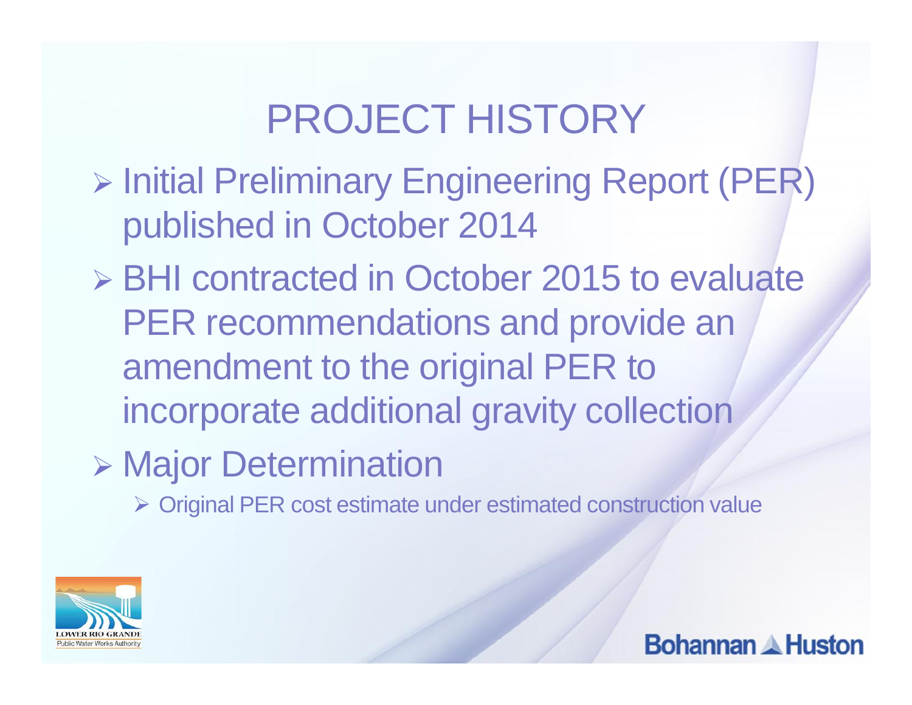# PROJECT HISTORY

- Initial Preliminary Engineering Report (PER) published in October 2014
- BHI contracted in October 2015 to evaluate PER recommendations and provide an amendment to the original PER to incorporate additional gravity collection
- Major Determination
  - Original PER cost estimate under estimated construction value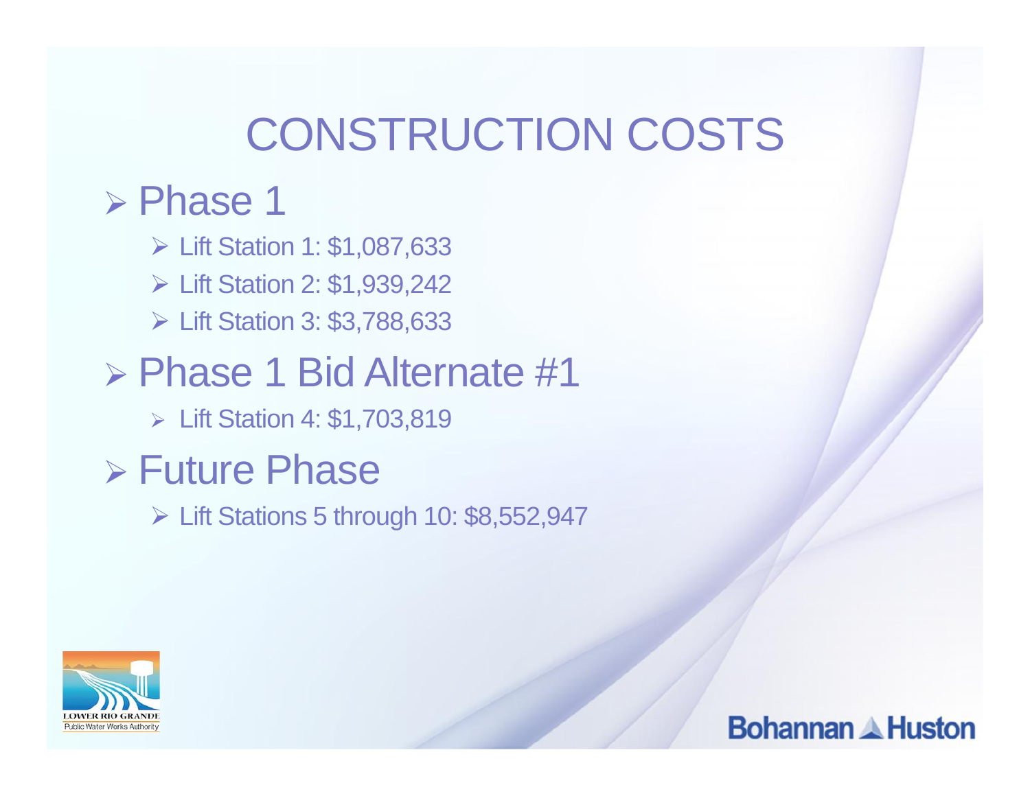# CONSTRUCTION COSTS

- Phase 1
  - Lift Station 1: $1,087,633
  - Lift Station 2: $1,939,242
  - Lift Station 3: $3,788,633
- Phase 1 Bid Alternate #1
  - Lift Station 4: $1,703,819
- Future Phase
  - Lift Stations 5 through 10: $8,552,947

LOWER RIO GRANDE Public Water Works Authority

Bohannan Huston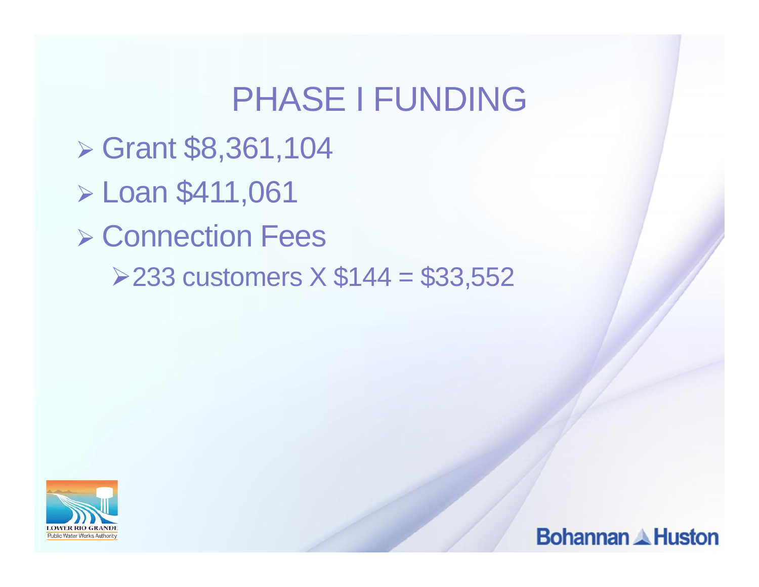# PHASE I FUNDING

- Grant $8,361,104
- Loan $411,061
- Connection Fees
  - 233 customers X $144 = $33,552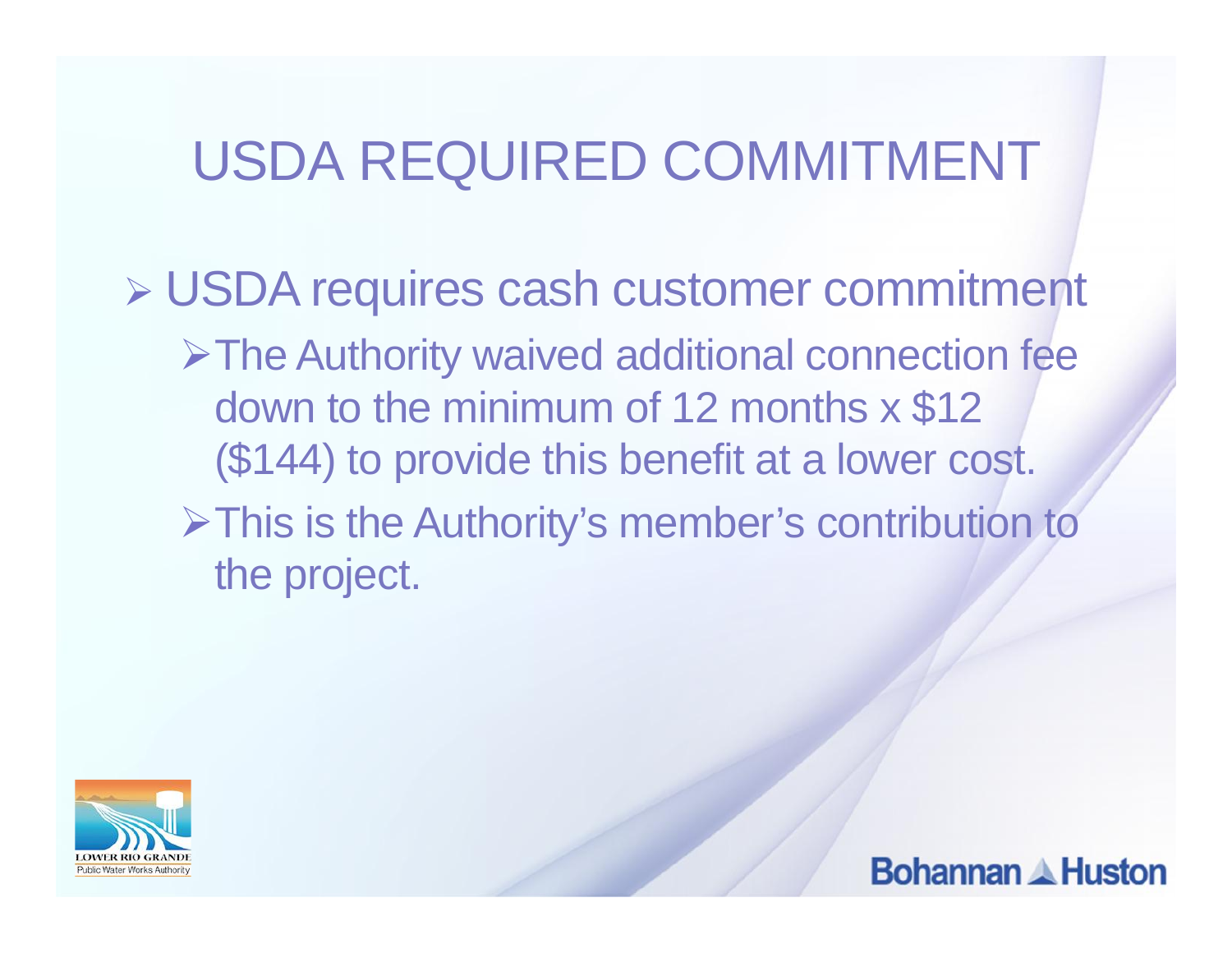# USDA REQUIRED COMMITMENT

- USDA requires cash customer commitment
  - The Authority waived additional connection fee down to the minimum of 12 months x $12 ($144) to provide this benefit at a lower cost.
  - This is the Authority's member's contribution to the project.

LOWER RIO GRANDE Public Water Works Authority

Bohannan Huston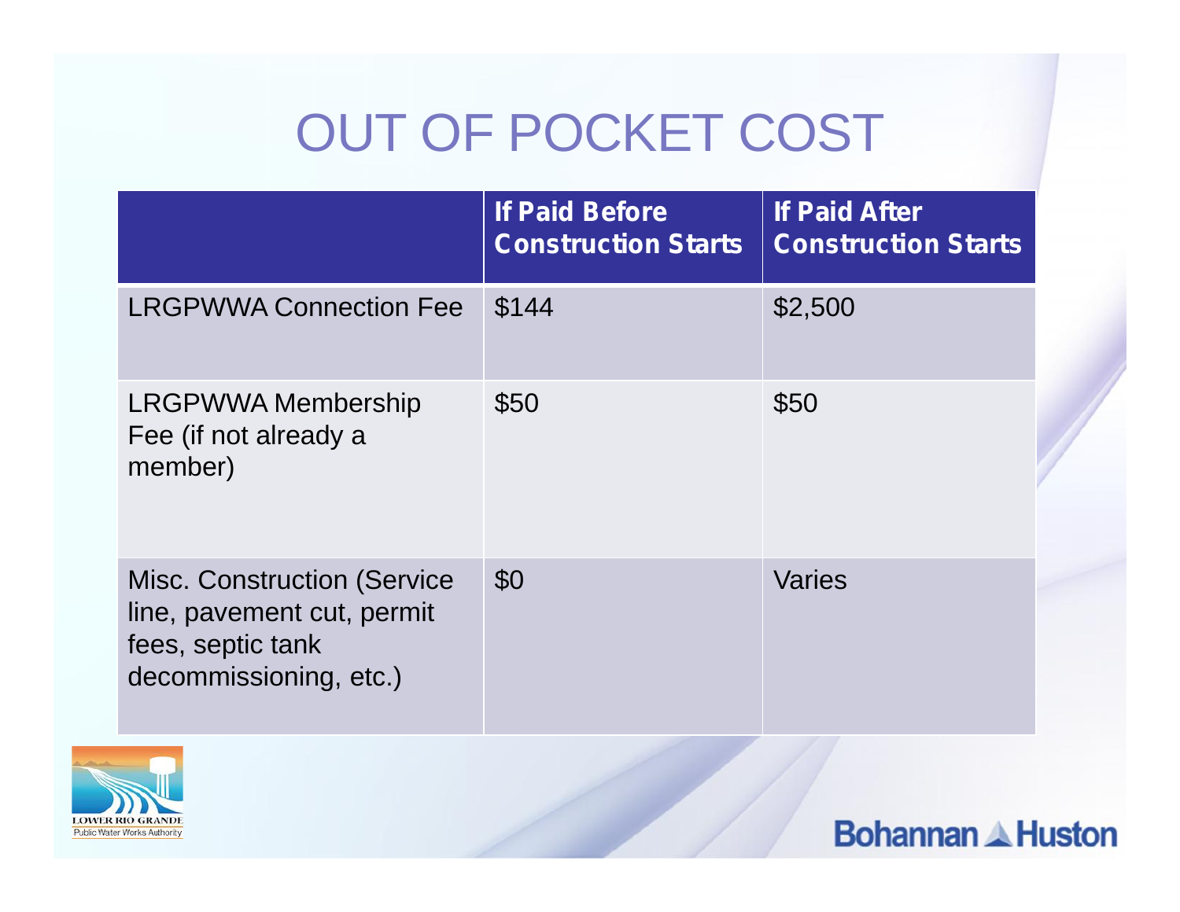# OUT OF POCKET COST

| | If Paid Before Construction Starts | If Paid After Construction Starts |
|---|---|---|
| LRGPWWA Connection Fee | $144 | $2,500 |
| LRGPWWA Membership Fee (if not already a member) | $50 | $50 |
| Misc. Construction (Service line, pavement cut, permit fees, septic tank decommissioning, etc.) | $0 | Varies |

LOWER RIO GRANDE Public Water Works Authority

Bohannan Huston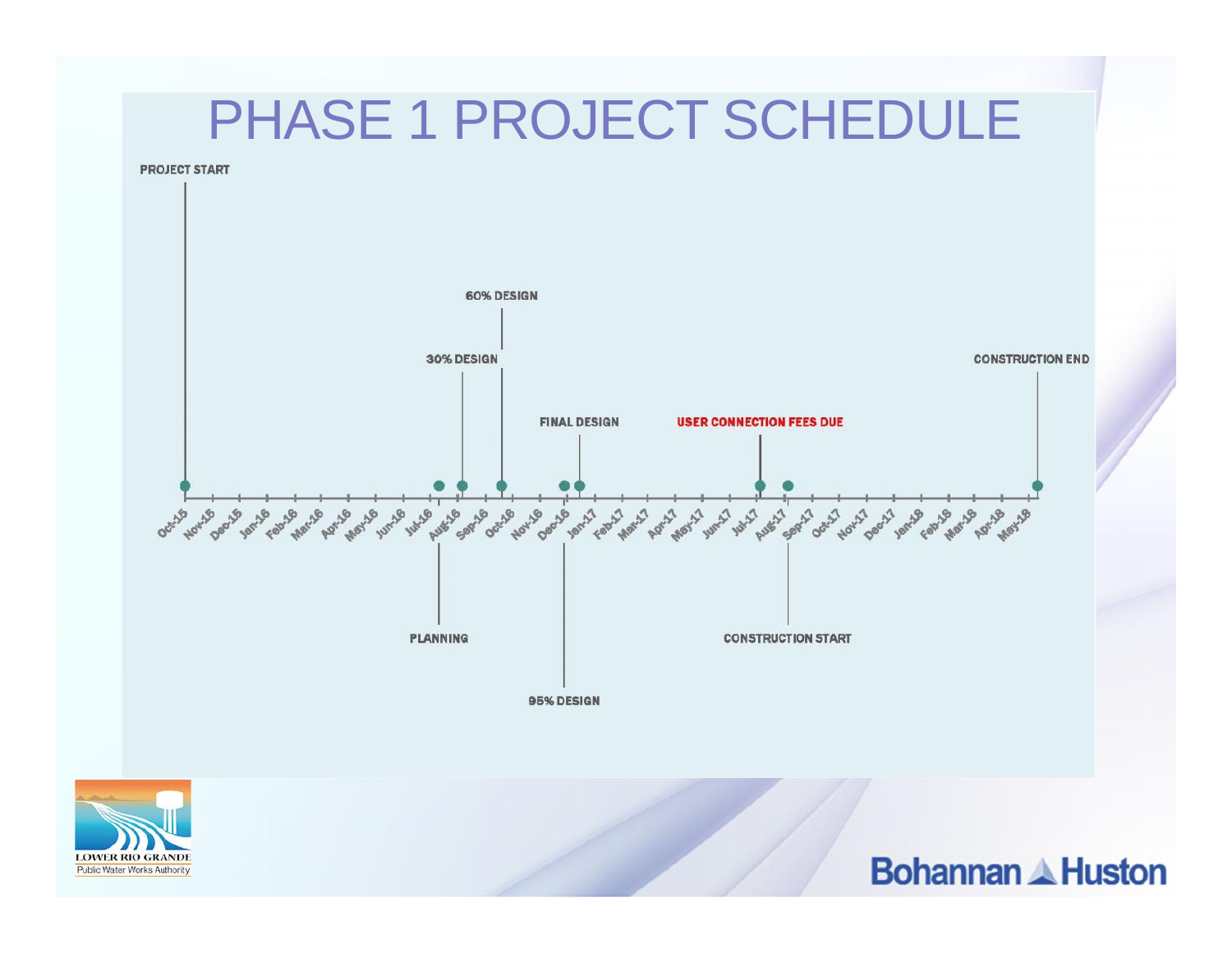# PHASE 1 PROJECT SCHEDULE

PROJECT START

60% DESIGN

30% DESIGN

CONSTRUCTION END

FINAL DESIGN

USER CONNECTION FEES DUE

Oct-15, Nov-15, Dec-15, Jan-16, Feb-16, Mar-16, Apr-16, May-16, Jun-16, Jul-16, Aug-16, Sep-16, Oct-16, Nov-16, Dec-16, Jan-17, Feb-17, Mar-17, Apr-17, May-17, Jun-17, Jul-17, Aug-17, Sep-17, Oct-17, Nov-17, Dec-17, Jan-18, Feb-18, Mar-18, Apr-18, May-18

PLANNING

CONSTRUCTION START

95% DESIGN

LOWER RIO GRANDE
Public Water Works Authority

Bohannan Huston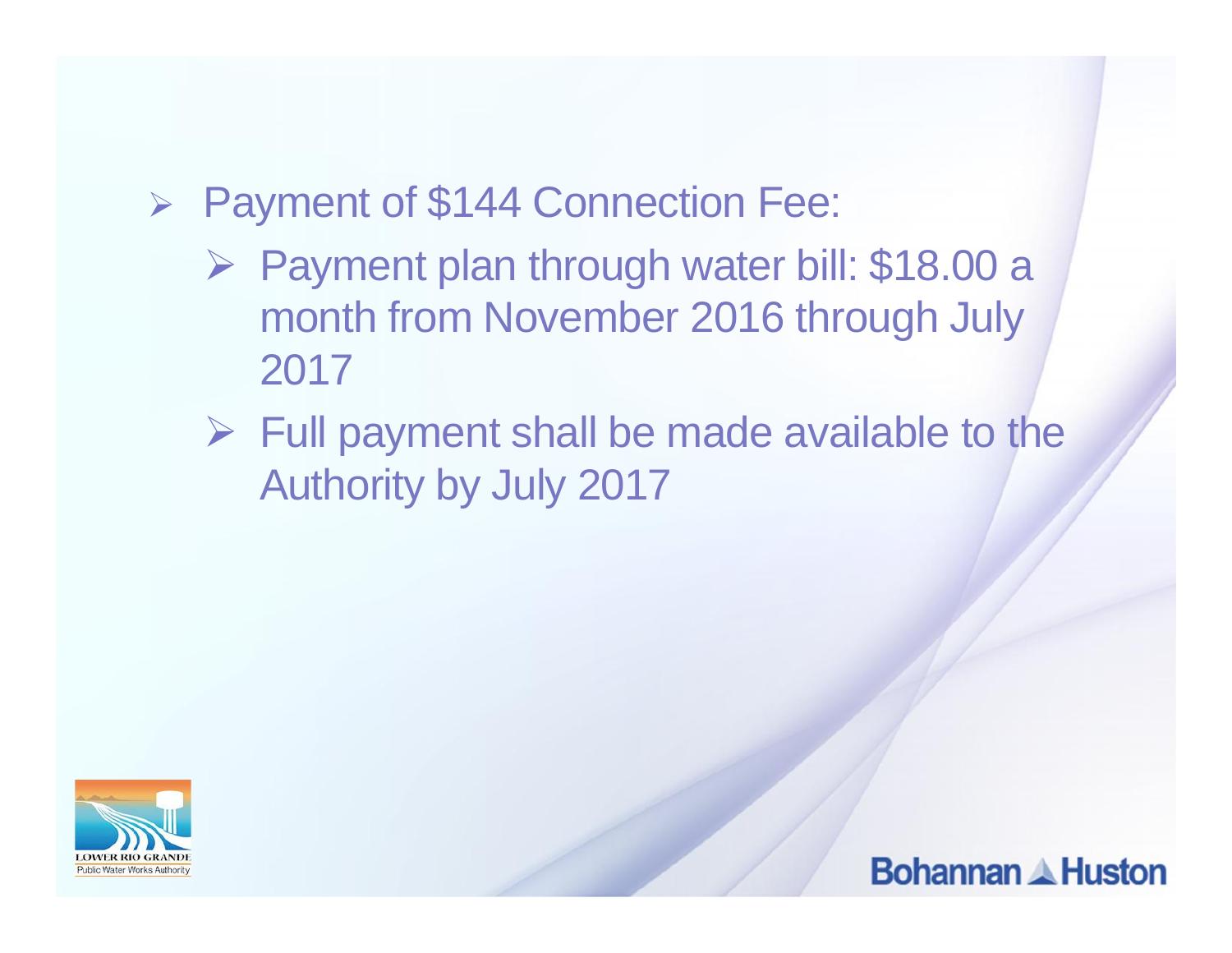- Payment of $144 Connection Fee:
  - Payment plan through water bill: $18.00 a month from November 2016 through July 2017
  - Full payment shall be made available to the Authority by July 2017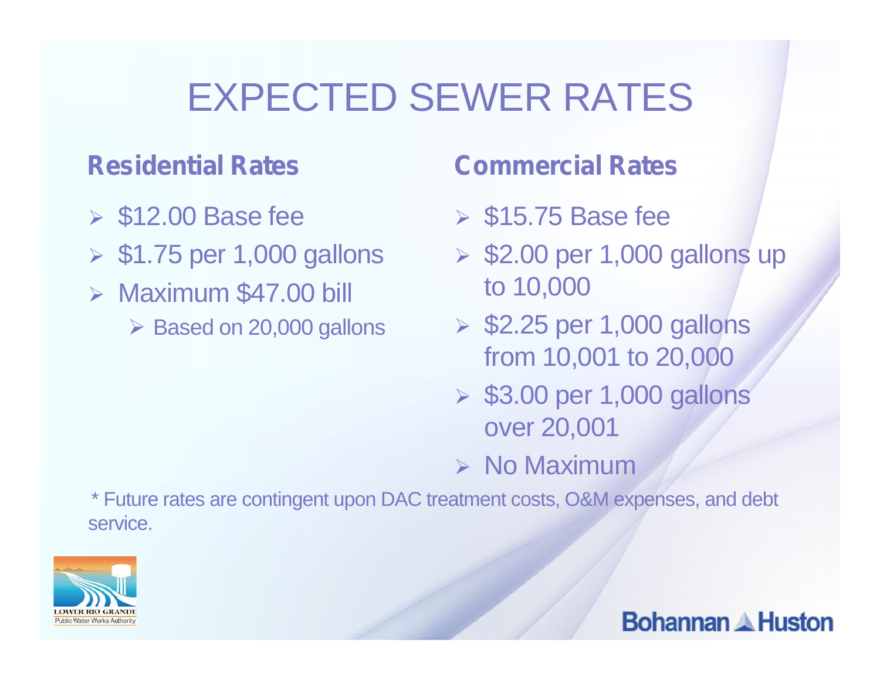# EXPECTED SEWER RATES

## Residential Rates

- $12.00 Base fee
- $1.75 per 1,000 gallons
- Maximum $47.00 bill
  - Based on 20,000 gallons

## Commercial Rates

- $15.75 Base fee
- $2.00 per 1,000 gallons up to 10,000
- $2.25 per 1,000 gallons from 10,001 to 20,000
- $3.00 per 1,000 gallons over 20,001
- No Maximum

\* Future rates are contingent upon DAC treatment costs, O&M expenses, and debt service.

LOWER RIO GRANDE Public Water Works Authority

Bohannan Huston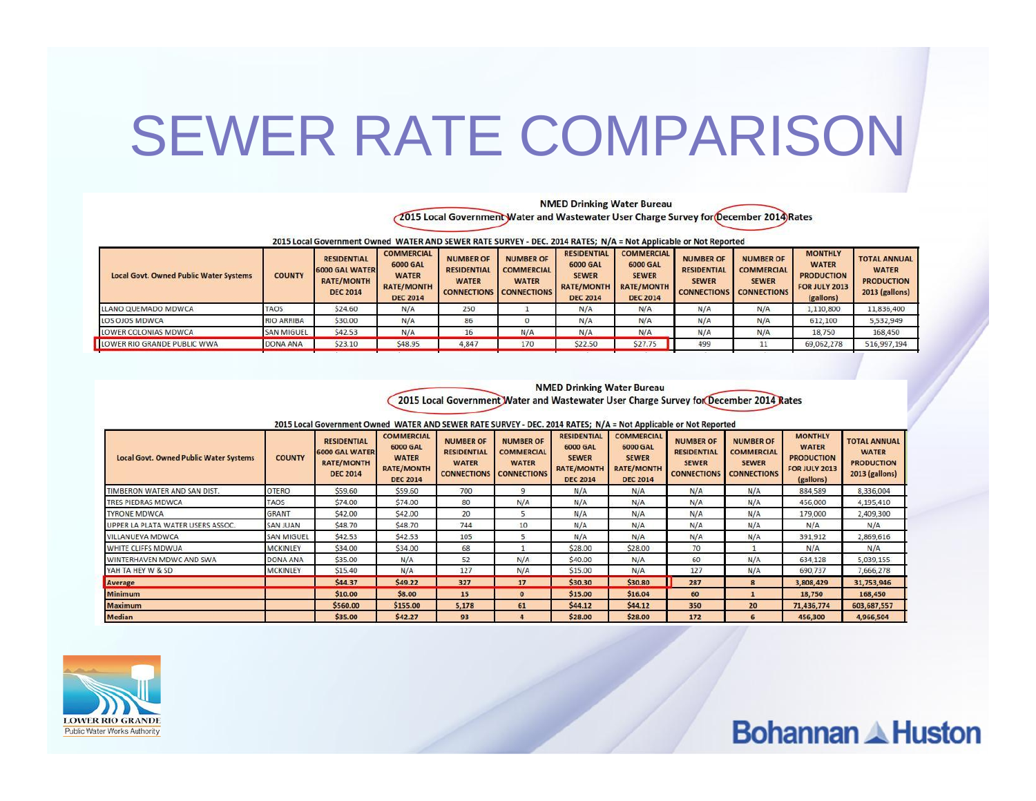# SEWER RATE COMPARISON

**NMED Drinking Water Bureau**

**2015 Local Government Water and Wastewater User Charge Survey for December 2014 Rates**

**2015 Local Government Owned WATER AND SEWER RATE SURVEY - DEC. 2014 RATES; N/A = Not Applicable or Not Reported**

| Local Govt. Owned Public Water Systems | COUNTY | RESIDENTIAL 6000 GAL WATER RATE/MONTH DEC 2014 | COMMERCIAL 6000 GAL WATER RATE/MONTH DEC 2014 | NUMBER OF RESIDENTIAL WATER CONNECTIONS | NUMBER OF COMMERCIAL WATER CONNECTIONS | RESIDENTIAL 6000 GAL SEWER RATE/MONTH DEC 2014 | COMMERCIAL 6000 GAL SEWER RATE/MONTH DEC 2014 | NUMBER OF RESIDENTIAL SEWER CONNECTIONS | NUMBER OF COMMERCIAL SEWER CONNECTIONS | MONTHLY WATER PRODUCTION FOR JULY 2013 (gallons) | TOTAL ANNUAL WATER PRODUCTION 2013 (gallons) |
|---|---|---|---|---|---|---|---|---|---|---|---|
| LLANO QUEMADO MDWCA | TAOS | $24.60 | N/A | 250 | 1 | N/A | N/A | N/A | N/A | 1,110,800 | 11,836,400 |
| LOS OJOS MDWCA | RIO ARRIBA | $30.00 | N/A | 86 | 0 | N/A | N/A | N/A | N/A | 612,100 | 5,532,949 |
| LOWER COLONIAS MDWCA | SAN MIGUEL | $42.53 | N/A | 16 | N/A | N/A | N/A | N/A | N/A | 18,750 | 168,450 |
| LOWER RIO GRANDE PUBLIC WWA | DONA ANA | $23.10 | $48.95 | 4,847 | 170 | $22.50 | $27.75 | 499 | 11 | 69,062,278 | 516,997,194 |

**NMED Drinking Water Bureau**

**2015 Local Government Water and Wastewater User Charge Survey for December 2014 Rates**

**2015 Local Government Owned WATER AND SEWER RATE SURVEY - DEC. 2014 RATES; N/A = Not Applicable or Not Reported**

| Local Govt. Owned Public Water Systems | COUNTY | RESIDENTIAL 6000 GAL WATER RATE/MONTH DEC 2014 | COMMERCIAL 6000 GAL WATER RATE/MONTH DEC 2014 | NUMBER OF RESIDENTIAL WATER CONNECTIONS | NUMBER OF COMMERCIAL WATER CONNECTIONS | RESIDENTIAL 6000 GAL SEWER RATE/MONTH DEC 2014 | COMMERCIAL 6000 GAL SEWER RATE/MONTH DEC 2014 | NUMBER OF RESIDENTIAL SEWER CONNECTIONS | NUMBER OF COMMERCIAL SEWER CONNECTIONS | MONTHLY WATER PRODUCTION FOR JULY 2013 (gallons) | TOTAL ANNUAL WATER PRODUCTION 2013 (gallons) |
|---|---|---|---|---|---|---|---|---|---|---|---|
| TIMBERON WATER AND SAN DIST. | OTERO | $59.60 | $59.60 | 700 | 9 | N/A | N/A | N/A | N/A | 884,589 | 8,336,004 |
| TRES PIEDRAS MDWCA | TAOS | $74.00 | $74.00 | 80 | N/A | N/A | N/A | N/A | N/A | 456,000 | 4,195,410 |
| TYRONE MDWCA | GRANT | $42.00 | $42.00 | 20 | 5 | N/A | N/A | N/A | N/A | 179,000 | 2,409,300 |
| UPPER LA PLATA WATER USERS ASSOC. | SAN JUAN | $48.70 | $48.70 | 744 | 10 | N/A | N/A | N/A | N/A | N/A | N/A |
| VILLANUEVA MDWCA | SAN MIGUEL | $42.53 | $42.53 | 105 | 5 | N/A | N/A | N/A | N/A | 391,912 | 2,869,616 |
| WHITE CLIFFS MDWUA | MCKINLEY | $34.00 | $34.00 | 68 | 1 | $28.00 | $28.00 | 70 | 1 | N/A | N/A |
| WINTERHAVEN MDWC AND SWA | DONA ANA | $35.00 | N/A | 52 | N/A | $40.00 | N/A | 60 | N/A | 634,128 | 5,039,155 |
| YAH TA HEY W & SD | MCKINLEY | $15.40 | N/A | 127 | N/A | $15.00 | N/A | 127 | N/A | 690,737 | 7,666,278 |
| **Average** | | **$44.37** | **$49.22** | **327** | **17** | **$30.30** | **$30.80** | **287** | **8** | **3,808,429** | **31,753,946** |
| **Minimum** | | **$10.00** | **$8.00** | **15** | **0** | **$15.00** | **$16.04** | **60** | **1** | **18,750** | **168,450** |
| **Maximum** | | **$560.00** | **$155.00** | **5,178** | **61** | **$44.12** | **$44.12** | **350** | **20** | **71,436,774** | **603,687,557** |
| **Median** | | **$35.00** | **$42.27** | **93** | **4** | **$28.00** | **$28.00** | **172** | **6** | **456,300** | **4,966,504** |

LOWER RIO GRANDE Public Water Works Authority

Bohannan Huston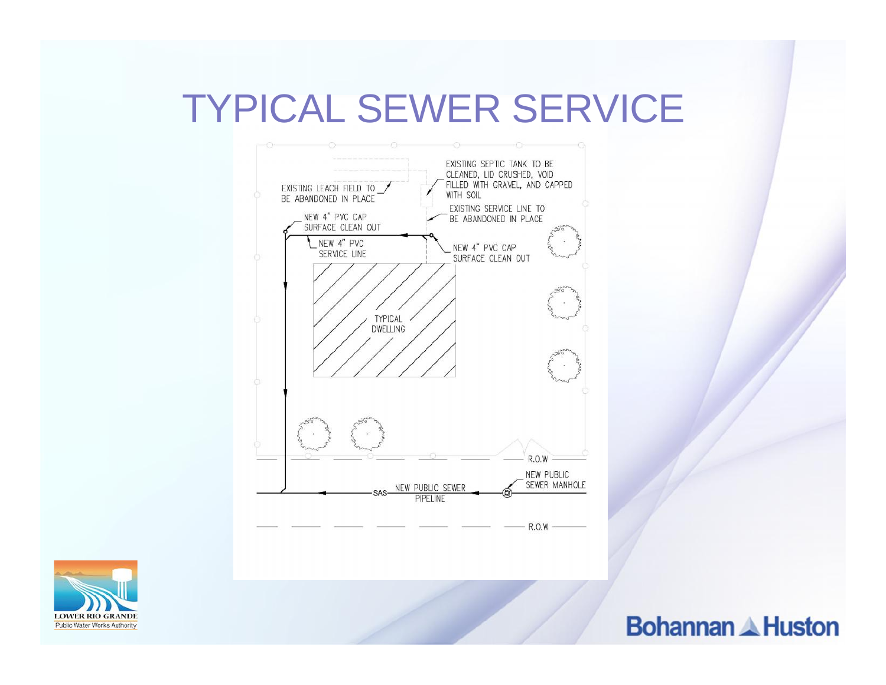# TYPICAL SEWER SERVICE

EXISTING SEPTIC TANK TO BE CLEANED, LID CRUSHED, VOID FILLED WITH GRAVEL, AND CAPPED WITH SOIL

EXISTING LEACH FIELD TO BE ABANDONED IN PLACE

EXISTING SERVICE LINE TO BE ABANDONED IN PLACE

NEW 4" PVC CAP SURFACE CLEAN OUT

NEW 4" PVC SERVICE LINE

NEW 4" PVC CAP SURFACE CLEAN OUT

TYPICAL DWELLING

R.O.W

NEW PUBLIC SEWER MANHOLE

SAS NEW PUBLIC SEWER PIPELINE

R.O.W

LOWER RIO GRANDE Public Water Works Authority

Bohannan Huston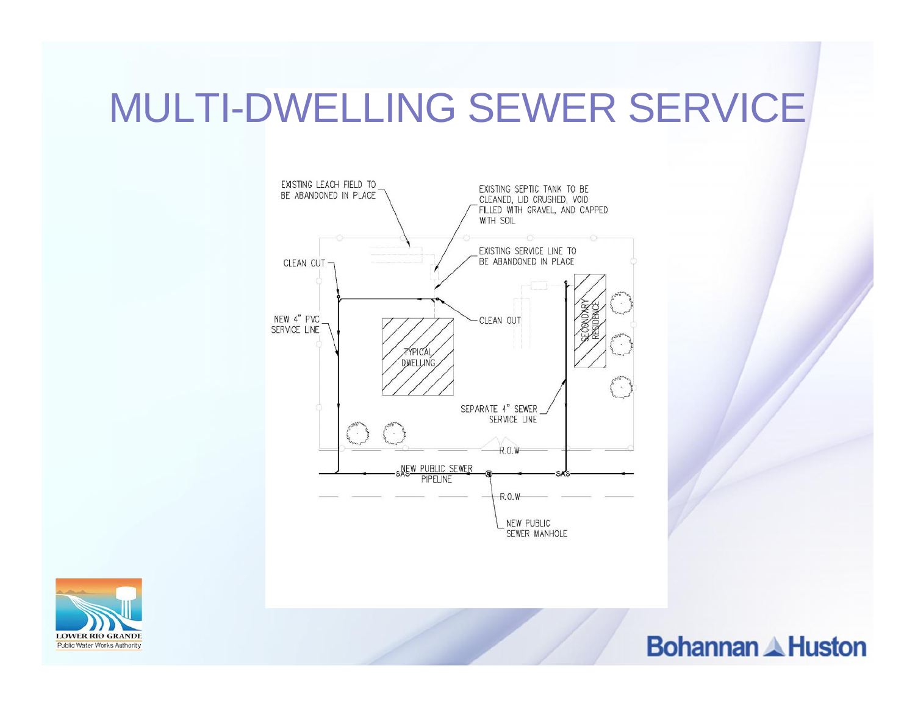# MULTI-DWELLING SEWER SERVICE

EXISTING LEACH FIELD TO BE ABANDONED IN PLACE

EXISTING SEPTIC TANK TO BE CLEANED, LID CRUSHED, VOID FILLED WITH GRAVEL, AND CAPPED WITH SOIL

EXISTING SERVICE LINE TO BE ABANDONED IN PLACE

CLEAN OUT

CLEAN OUT

NEW 4" PVC SERVICE LINE

TYPICAL DWELLING

SECONDARY RESIDENCE

SEPARATE 4" SEWER SERVICE LINE

R.O.W

NEW PUBLIC SEWER PIPELINE

SAS

SAS

R.O.W

NEW PUBLIC SEWER MANHOLE

LOWER RIO GRANDE Public Water Works Authority

Bohannan Huston